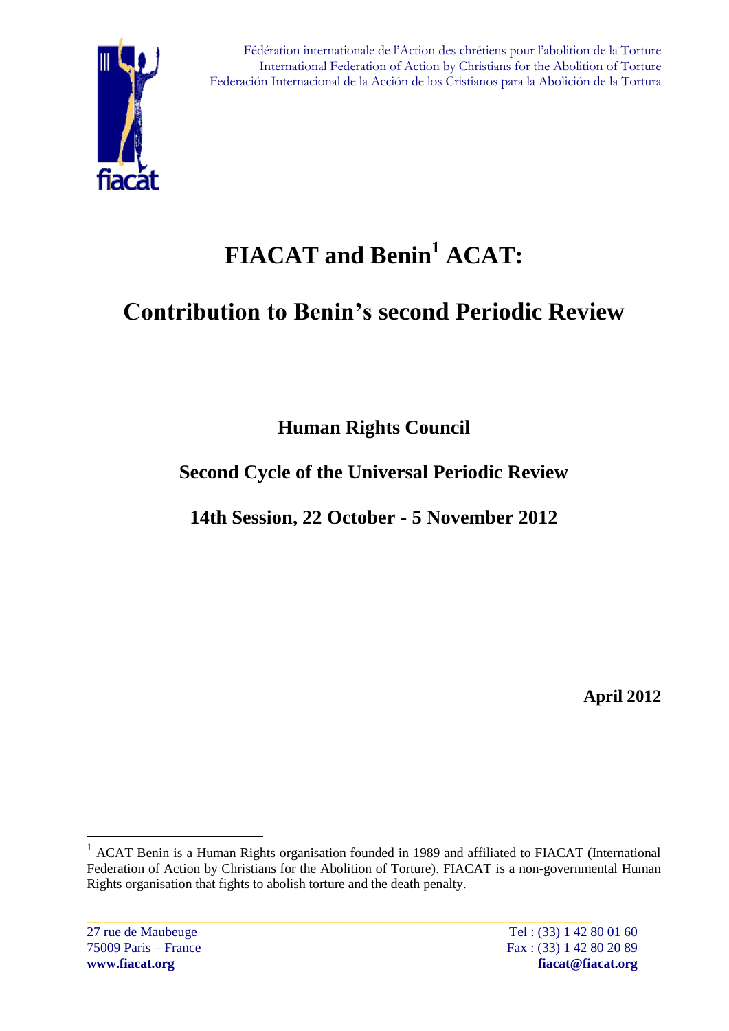Fédération internationale de l'Action des chrétiens pour l'abolition de la Torture
International Federation of Action by Christians for the Abolition of Torture
Federación Internacional de la Acción de los Cristianos para la Abolición de la Tortura

# FIACAT and Benin[1] ACAT:

# Contribution to Benin's second Periodic Review

## Human Rights Council

## Second Cycle of the Universal Periodic Review

## 14th Session, 22 October - 5 November 2012

**April 2012**

[1] ACAT Benin is a Human Rights organisation founded in 1989 and affiliated to FIACAT (International Federation of Action by Christians for the Abolition of Torture). FIACAT is a non-governmental Human Rights organisation that fights to abolish torture and the death penalty.

27 rue de Maubeuge
75009 Paris – France
**www.fiacat.org**

Tel : (33) 1 42 80 01 60
Fax : (33) 1 42 80 20 89
**fiacat@fiacat.org**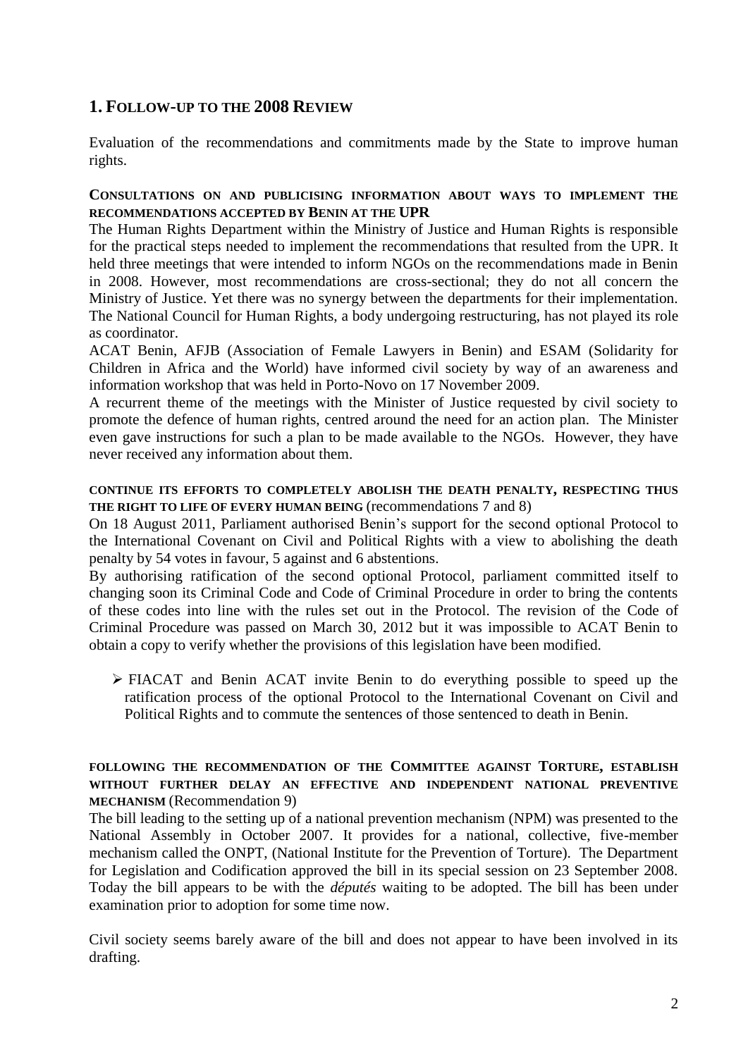## 1. Follow-up to the 2008 Review

Evaluation of the recommendations and commitments made by the State to improve human rights.

### Consultations on and publicising information about ways to implement the recommendations accepted by Benin at the UPR

The Human Rights Department within the Ministry of Justice and Human Rights is responsible for the practical steps needed to implement the recommendations that resulted from the UPR. It held three meetings that were intended to inform NGOs on the recommendations made in Benin in 2008. However, most recommendations are cross-sectional; they do not all concern the Ministry of Justice. Yet there was no synergy between the departments for their implementation. The National Council for Human Rights, a body undergoing restructuring, has not played its role as coordinator.

ACAT Benin, AFJB (Association of Female Lawyers in Benin) and ESAM (Solidarity for Children in Africa and the World) have informed civil society by way of an awareness and information workshop that was held in Porto-Novo on 17 November 2009.

A recurrent theme of the meetings with the Minister of Justice requested by civil society to promote the defence of human rights, centred around the need for an action plan. The Minister even gave instructions for such a plan to be made available to the NGOs. However, they have never received any information about them.

### Continue its efforts to completely abolish the death penalty, respecting thus the right to life of every human being (recommendations 7 and 8)

On 18 August 2011, Parliament authorised Benin's support for the second optional Protocol to the International Covenant on Civil and Political Rights with a view to abolishing the death penalty by 54 votes in favour, 5 against and 6 abstentions.

By authorising ratification of the second optional Protocol, parliament committed itself to changing soon its Criminal Code and Code of Criminal Procedure in order to bring the contents of these codes into line with the rules set out in the Protocol. The revision of the Code of Criminal Procedure was passed on March 30, 2012 but it was impossible to ACAT Benin to obtain a copy to verify whether the provisions of this legislation have been modified.

- FIACAT and Benin ACAT invite Benin to do everything possible to speed up the ratification process of the optional Protocol to the International Covenant on Civil and Political Rights and to commute the sentences of those sentenced to death in Benin.

### Following the recommendation of the Committee against Torture, establish without further delay an effective and independent national preventive mechanism (Recommendation 9)

The bill leading to the setting up of a national prevention mechanism (NPM) was presented to the National Assembly in October 2007. It provides for a national, collective, five-member mechanism called the ONPT, (National Institute for the Prevention of Torture). The Department for Legislation and Codification approved the bill in its special session on 23 September 2008. Today the bill appears to be with the *députés* waiting to be adopted. The bill has been under examination prior to adoption for some time now.

Civil society seems barely aware of the bill and does not appear to have been involved in its drafting.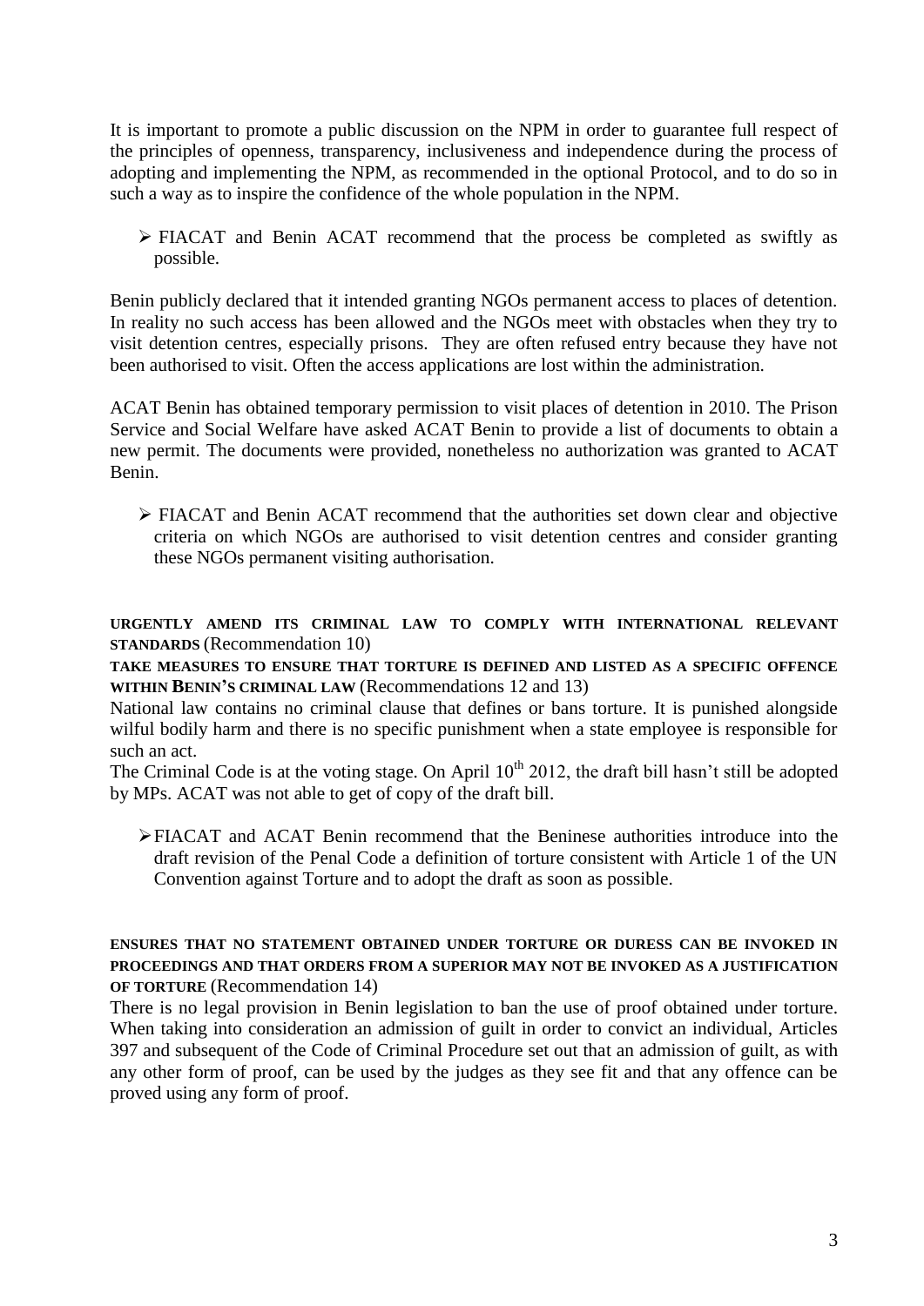It is important to promote a public discussion on the NPM in order to guarantee full respect of the principles of openness, transparency, inclusiveness and independence during the process of adopting and implementing the NPM, as recommended in the optional Protocol, and to do so in such a way as to inspire the confidence of the whole population in the NPM.

- FIACAT and Benin ACAT recommend that the process be completed as swiftly as possible.

Benin publicly declared that it intended granting NGOs permanent access to places of detention. In reality no such access has been allowed and the NGOs meet with obstacles when they try to visit detention centres, especially prisons. They are often refused entry because they have not been authorised to visit. Often the access applications are lost within the administration.

ACAT Benin has obtained temporary permission to visit places of detention in 2010. The Prison Service and Social Welfare have asked ACAT Benin to provide a list of documents to obtain a new permit. The documents were provided, nonetheless no authorization was granted to ACAT Benin.

- FIACAT and Benin ACAT recommend that the authorities set down clear and objective criteria on which NGOs are authorised to visit detention centres and consider granting these NGOs permanent visiting authorisation.

**URGENTLY AMEND ITS CRIMINAL LAW TO COMPLY WITH INTERNATIONAL RELEVANT STANDARDS** (Recommendation 10)

**TAKE MEASURES TO ENSURE THAT TORTURE IS DEFINED AND LISTED AS A SPECIFIC OFFENCE WITHIN BENIN'S CRIMINAL LAW** (Recommendations 12 and 13)

National law contains no criminal clause that defines or bans torture. It is punished alongside wilful bodily harm and there is no specific punishment when a state employee is responsible for such an act.

The Criminal Code is at the voting stage. On April 10th 2012, the draft bill hasn't still be adopted by MPs. ACAT was not able to get of copy of the draft bill.

- FIACAT and ACAT Benin recommend that the Beninese authorities introduce into the draft revision of the Penal Code a definition of torture consistent with Article 1 of the UN Convention against Torture and to adopt the draft as soon as possible.

**ENSURES THAT NO STATEMENT OBTAINED UNDER TORTURE OR DURESS CAN BE INVOKED IN PROCEEDINGS AND THAT ORDERS FROM A SUPERIOR MAY NOT BE INVOKED AS A JUSTIFICATION OF TORTURE** (Recommendation 14)

There is no legal provision in Benin legislation to ban the use of proof obtained under torture. When taking into consideration an admission of guilt in order to convict an individual, Articles 397 and subsequent of the Code of Criminal Procedure set out that an admission of guilt, as with any other form of proof, can be used by the judges as they see fit and that any offence can be proved using any form of proof.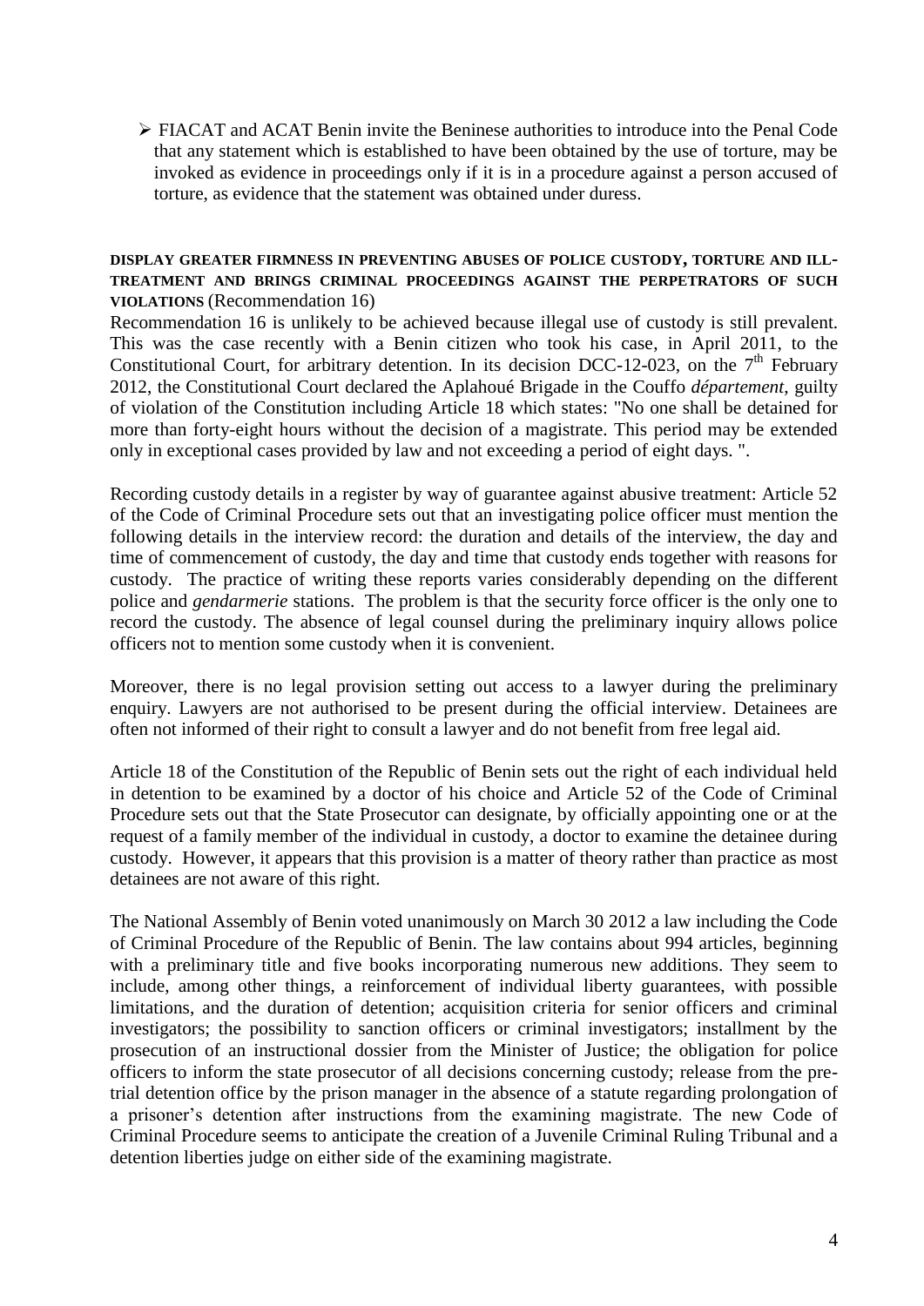- FIACAT and ACAT Benin invite the Beninese authorities to introduce into the Penal Code that any statement which is established to have been obtained by the use of torture, may be invoked as evidence in proceedings only if it is in a procedure against a person accused of torture, as evidence that the statement was obtained under duress.

**DISPLAY GREATER FIRMNESS IN PREVENTING ABUSES OF POLICE CUSTODY, TORTURE AND ILL-TREATMENT AND BRINGS CRIMINAL PROCEEDINGS AGAINST THE PERPETRATORS OF SUCH VIOLATIONS** (Recommendation 16)

Recommendation 16 is unlikely to be achieved because illegal use of custody is still prevalent. This was the case recently with a Benin citizen who took his case, in April 2011, to the Constitutional Court, for arbitrary detention. In its decision DCC-12-023, on the 7th February 2012, the Constitutional Court declared the Aplahoué Brigade in the Couffo *département*, guilty of violation of the Constitution including Article 18 which states: "No one shall be detained for more than forty-eight hours without the decision of a magistrate. This period may be extended only in exceptional cases provided by law and not exceeding a period of eight days. ".

Recording custody details in a register by way of guarantee against abusive treatment: Article 52 of the Code of Criminal Procedure sets out that an investigating police officer must mention the following details in the interview record: the duration and details of the interview, the day and time of commencement of custody, the day and time that custody ends together with reasons for custody. The practice of writing these reports varies considerably depending on the different police and *gendarmerie* stations. The problem is that the security force officer is the only one to record the custody. The absence of legal counsel during the preliminary inquiry allows police officers not to mention some custody when it is convenient.

Moreover, there is no legal provision setting out access to a lawyer during the preliminary enquiry. Lawyers are not authorised to be present during the official interview. Detainees are often not informed of their right to consult a lawyer and do not benefit from free legal aid.

Article 18 of the Constitution of the Republic of Benin sets out the right of each individual held in detention to be examined by a doctor of his choice and Article 52 of the Code of Criminal Procedure sets out that the State Prosecutor can designate, by officially appointing one or at the request of a family member of the individual in custody, a doctor to examine the detainee during custody. However, it appears that this provision is a matter of theory rather than practice as most detainees are not aware of this right.

The National Assembly of Benin voted unanimously on March 30 2012 a law including the Code of Criminal Procedure of the Republic of Benin. The law contains about 994 articles, beginning with a preliminary title and five books incorporating numerous new additions. They seem to include, among other things, a reinforcement of individual liberty guarantees, with possible limitations, and the duration of detention; acquisition criteria for senior officers and criminal investigators; the possibility to sanction officers or criminal investigators; installment by the prosecution of an instructional dossier from the Minister of Justice; the obligation for police officers to inform the state prosecutor of all decisions concerning custody; release from the pre-trial detention office by the prison manager in the absence of a statute regarding prolongation of a prisoner's detention after instructions from the examining magistrate. The new Code of Criminal Procedure seems to anticipate the creation of a Juvenile Criminal Ruling Tribunal and a detention liberties judge on either side of the examining magistrate.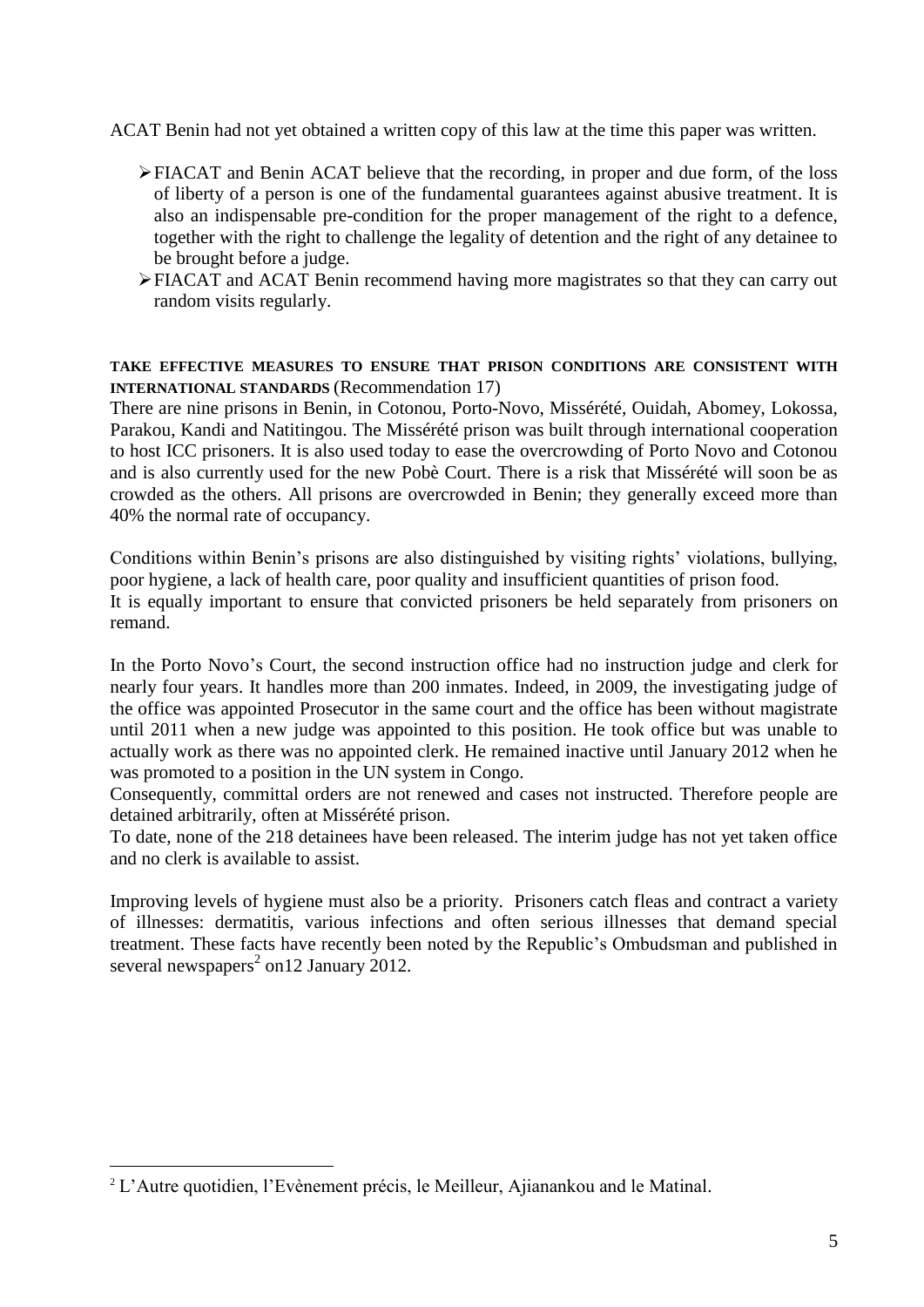ACAT Benin had not yet obtained a written copy of this law at the time this paper was written.

- FIACAT and Benin ACAT believe that the recording, in proper and due form, of the loss of liberty of a person is one of the fundamental guarantees against abusive treatment. It is also an indispensable pre-condition for the proper management of the right to a defence, together with the right to challenge the legality of detention and the right of any detainee to be brought before a judge.
- FIACAT and ACAT Benin recommend having more magistrates so that they can carry out random visits regularly.

**TAKE EFFECTIVE MEASURES TO ENSURE THAT PRISON CONDITIONS ARE CONSISTENT WITH INTERNATIONAL STANDARDS** (Recommendation 17)

There are nine prisons in Benin, in Cotonou, Porto-Novo, Missérété, Ouidah, Abomey, Lokossa, Parakou, Kandi and Natitingou. The Missérété prison was built through international cooperation to host ICC prisoners. It is also used today to ease the overcrowding of Porto Novo and Cotonou and is also currently used for the new Pobè Court. There is a risk that Missérété will soon be as crowded as the others. All prisons are overcrowded in Benin; they generally exceed more than 40% the normal rate of occupancy.

Conditions within Benin's prisons are also distinguished by visiting rights' violations, bullying, poor hygiene, a lack of health care, poor quality and insufficient quantities of prison food.
It is equally important to ensure that convicted prisoners be held separately from prisoners on remand.

In the Porto Novo's Court, the second instruction office had no instruction judge and clerk for nearly four years. It handles more than 200 inmates. Indeed, in 2009, the investigating judge of the office was appointed Prosecutor in the same court and the office has been without magistrate until 2011 when a new judge was appointed to this position. He took office but was unable to actually work as there was no appointed clerk. He remained inactive until January 2012 when he was promoted to a position in the UN system in Congo.
Consequently, committal orders are not renewed and cases not instructed. Therefore people are detained arbitrarily, often at Missérété prison.
To date, none of the 218 detainees have been released. The interim judge has not yet taken office and no clerk is available to assist.

Improving levels of hygiene must also be a priority. Prisoners catch fleas and contract a variety of illnesses: dermatitis, various infections and often serious illnesses that demand special treatment. These facts have recently been noted by the Republic's Ombudsman and published in several newspapers[2] on12 January 2012.

---

[2] L'Autre quotidien, l'Evènement précis, le Meilleur, Ajianankou and le Matinal.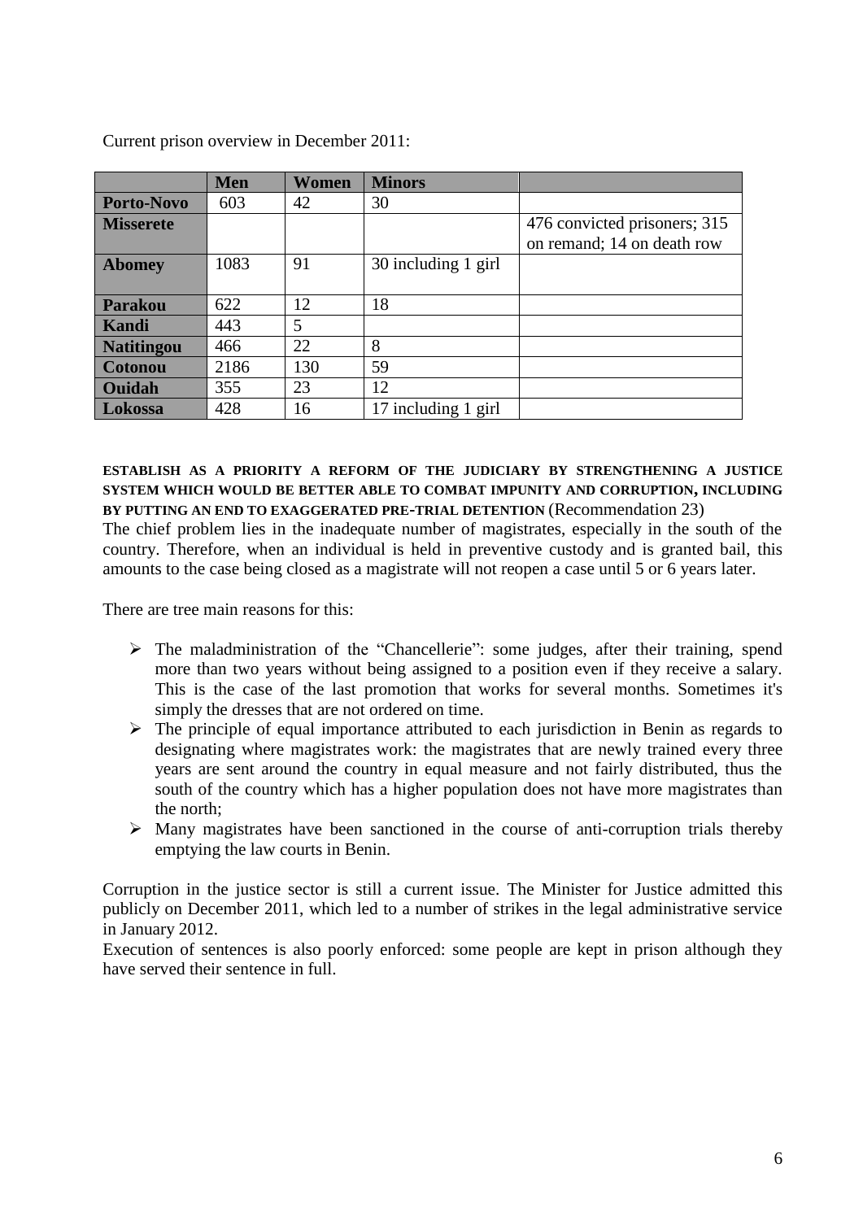Current prison overview in December 2011:

| | Men | Women | Minors | |
|---|---|---|---|---|
| **Porto-Novo** | 603 | 42 | 30 | |
| **Misserete** | | | | 476 convicted prisoners; 315 on remand; 14 on death row |
| **Abomey** | 1083 | 91 | 30 including 1 girl | |
| **Parakou** | 622 | 12 | 18 | |
| **Kandi** | 443 | 5 | | |
| **Natitingou** | 466 | 22 | 8 | |
| **Cotonou** | 2186 | 130 | 59 | |
| **Ouidah** | 355 | 23 | 12 | |
| **Lokossa** | 428 | 16 | 17 including 1 girl | |

**ESTABLISH AS A PRIORITY A REFORM OF THE JUDICIARY BY STRENGTHENING A JUSTICE SYSTEM WHICH WOULD BE BETTER ABLE TO COMBAT IMPUNITY AND CORRUPTION, INCLUDING BY PUTTING AN END TO EXAGGERATED PRE-TRIAL DETENTION** (Recommendation 23)

The chief problem lies in the inadequate number of magistrates, especially in the south of the country. Therefore, when an individual is held in preventive custody and is granted bail, this amounts to the case being closed as a magistrate will not reopen a case until 5 or 6 years later.

There are tree main reasons for this:

- The maladministration of the "Chancellerie": some judges, after their training, spend more than two years without being assigned to a position even if they receive a salary. This is the case of the last promotion that works for several months. Sometimes it's simply the dresses that are not ordered on time.
- The principle of equal importance attributed to each jurisdiction in Benin as regards to designating where magistrates work: the magistrates that are newly trained every three years are sent around the country in equal measure and not fairly distributed, thus the south of the country which has a higher population does not have more magistrates than the north;
- Many magistrates have been sanctioned in the course of anti-corruption trials thereby emptying the law courts in Benin.

Corruption in the justice sector is still a current issue. The Minister for Justice admitted this publicly on December 2011, which led to a number of strikes in the legal administrative service in January 2012.

Execution of sentences is also poorly enforced: some people are kept in prison although they have served their sentence in full.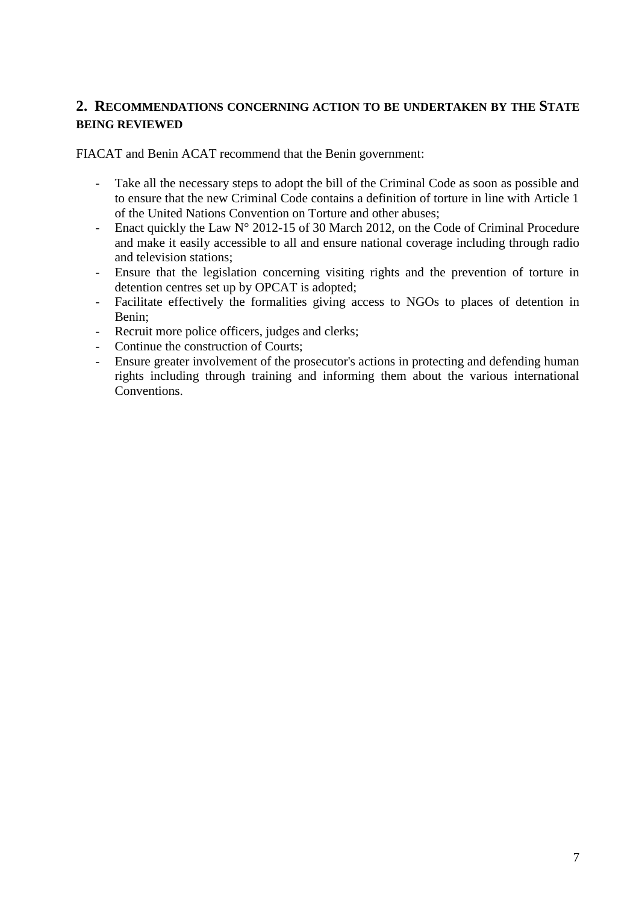## 2. Recommendations concerning action to be undertaken by the State being reviewed

FIACAT and Benin ACAT recommend that the Benin government:

- Take all the necessary steps to adopt the bill of the Criminal Code as soon as possible and to ensure that the new Criminal Code contains a definition of torture in line with Article 1 of the United Nations Convention on Torture and other abuses;
- Enact quickly the Law N° 2012-15 of 30 March 2012, on the Code of Criminal Procedure and make it easily accessible to all and ensure national coverage including through radio and television stations;
- Ensure that the legislation concerning visiting rights and the prevention of torture in detention centres set up by OPCAT is adopted;
- Facilitate effectively the formalities giving access to NGOs to places of detention in Benin;
- Recruit more police officers, judges and clerks;
- Continue the construction of Courts;
- Ensure greater involvement of the prosecutor's actions in protecting and defending human rights including through training and informing them about the various international Conventions.